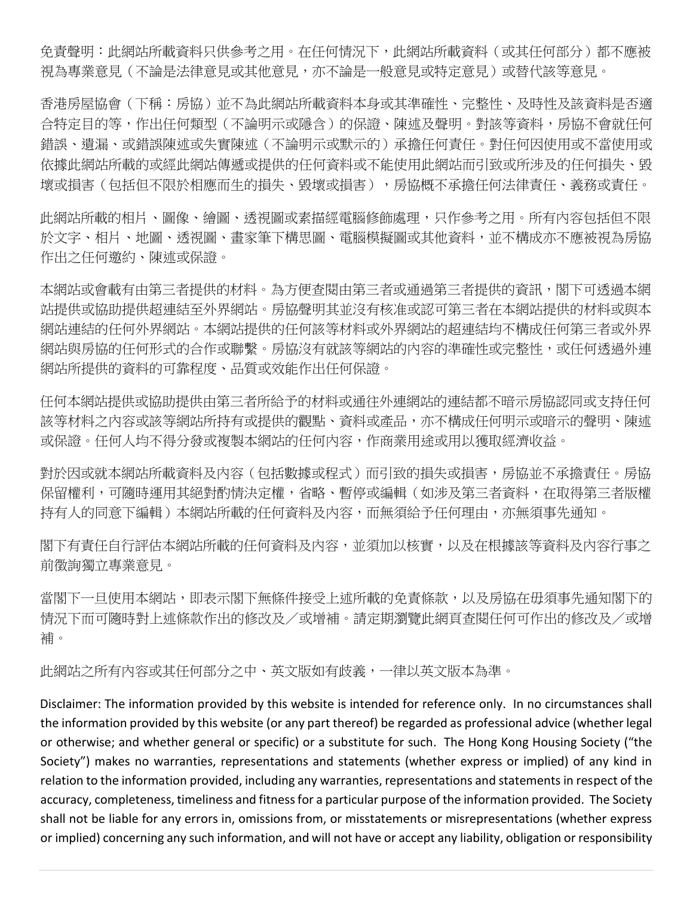免責聲明：此網站所載資料只供參考之用。在任何情況下，此網站所載資料（或其任何部分）都不應被視為專業意見（不論是法律意見或其他意見，亦不論是一般意見或特定意見）或替代該等意見。

香港房屋協會（下稱：房協）並不為此網站所載資料本身或其準確性、完整性、及時性及該資料是否適合特定目的等，作出任何類型（不論明示或隱含）的保證、陳述及聲明。對該等資料，房協不會就任何錯誤、遺漏、或錯誤陳述或失實陳述（不論明示或默示的）承擔任何責任。對任何因使用或不當使用或依據此網站所載的或經此網站傳遞或提供的任何資料或不能使用此網站而引致或所涉及的任何損失、毀壞或損害（包括但不限於相應而生的損失、毀壞或損害），房協概不承擔任何法律責任、義務或責任。

此網站所載的相片、圖像、繪圖、透視圖或素描經電腦修飾處理，只作參考之用。所有內容包括但不限於文字、相片、地圖、透視圖、畫家筆下構思圖、電腦模擬圖或其他資料，並不構成亦不應被視為房協作出之任何邀約、陳述或保證。

本網站或會載有由第三者提供的材料。為方便查閱由第三者或通過第三者提供的資訊，閣下可透過本網站提供或協助提供超連結至外界網站。房協聲明其並沒有核准或認可第三者在本網站提供的材料或與本網站連結的任何外界網站。本網站提供的任何該等材料或外界網站的超連結均不構成任何第三者或外界網站與房協的任何形式的合作或聯繫。房協沒有就該等網站的內容的準確性或完整性，或任何透過外連網站所提供的資料的可靠程度、品質或效能作出任何保證。

任何本網站提供或協助提供由第三者所給予的材料或通往外連網站的連結都不暗示房協認同或支持任何該等材料之內容或該等網站所持有或提供的觀點、資料或產品，亦不構成任何明示或暗示的聲明、陳述或保證。任何人均不得分發或複製本網站的任何內容，作商業用途或用以獲取經濟收益。

對於因或就本網站所載資料及內容（包括數據或程式）而引致的損失或損害，房協並不承擔責任。房協保留權利，可隨時運用其絕對酌情決定權，省略、暫停或編輯（如涉及第三者資料，在取得第三者版權持有人的同意下編輯）本網站所載的任何資料及內容，而無須給予任何理由，亦無須事先通知。

閣下有責任自行評估本網站所載的任何資料及內容，並須加以核實，以及在根據該等資料及內容行事之前徵詢獨立專業意見。

當閣下一旦使用本網站，即表示閣下無條件接受上述所載的免責條款，以及房協在毋須事先通知閣下的情況下而可隨時對上述條款作出的修改及／或增補。請定期瀏覽此網頁查閱任何可作出的修改及／或增補。

此網站之所有內容或其任何部分之中、英文版如有歧義，一律以英文版本為準。

Disclaimer: The information provided by this website is intended for reference only. In no circumstances shall the information provided by this website (or any part thereof) be regarded as professional advice (whether legal or otherwise; and whether general or specific) or a substitute for such. The Hong Kong Housing Society ("the Society") makes no warranties, representations and statements (whether express or implied) of any kind in relation to the information provided, including any warranties, representations and statements in respect of the accuracy, completeness, timeliness and fitness for a particular purpose of the information provided. The Society shall not be liable for any errors in, omissions from, or misstatements or misrepresentations (whether express or implied) concerning any such information, and will not have or accept any liability, obligation or responsibility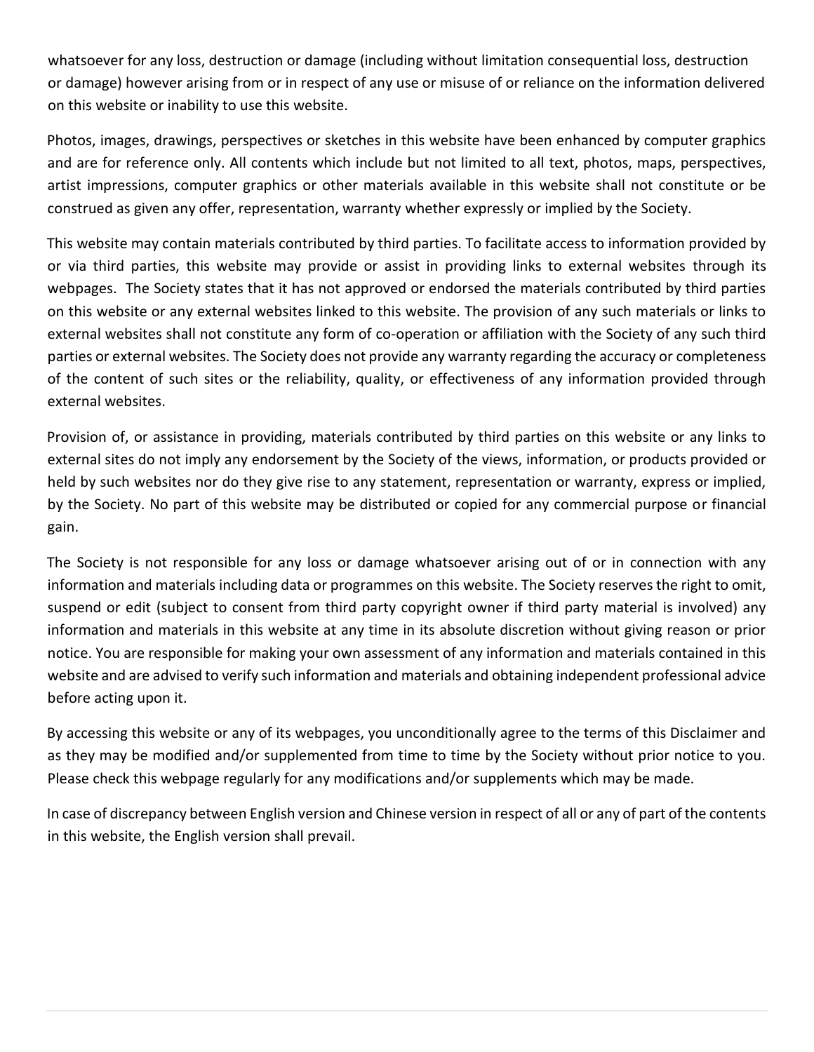whatsoever for any loss, destruction or damage (including without limitation consequential loss, destruction or damage) however arising from or in respect of any use or misuse of or reliance on the information delivered on this website or inability to use this website.

Photos, images, drawings, perspectives or sketches in this website have been enhanced by computer graphics and are for reference only. All contents which include but not limited to all text, photos, maps, perspectives, artist impressions, computer graphics or other materials available in this website shall not constitute or be construed as given any offer, representation, warranty whether expressly or implied by the Society.

This website may contain materials contributed by third parties. To facilitate access to information provided by or via third parties, this website may provide or assist in providing links to external websites through its webpages. The Society states that it has not approved or endorsed the materials contributed by third parties on this website or any external websites linked to this website. The provision of any such materials or links to external websites shall not constitute any form of co-operation or affiliation with the Society of any such third parties or external websites. The Society does not provide any warranty regarding the accuracy or completeness of the content of such sites or the reliability, quality, or effectiveness of any information provided through external websites.

Provision of, or assistance in providing, materials contributed by third parties on this website or any links to external sites do not imply any endorsement by the Society of the views, information, or products provided or held by such websites nor do they give rise to any statement, representation or warranty, express or implied, by the Society. No part of this website may be distributed or copied for any commercial purpose or financial gain.

The Society is not responsible for any loss or damage whatsoever arising out of or in connection with any information and materials including data or programmes on this website. The Society reserves the right to omit, suspend or edit (subject to consent from third party copyright owner if third party material is involved) any information and materials in this website at any time in its absolute discretion without giving reason or prior notice. You are responsible for making your own assessment of any information and materials contained in this website and are advised to verify such information and materials and obtaining independent professional advice before acting upon it.

By accessing this website or any of its webpages, you unconditionally agree to the terms of this Disclaimer and as they may be modified and/or supplemented from time to time by the Society without prior notice to you. Please check this webpage regularly for any modifications and/or supplements which may be made.

In case of discrepancy between English version and Chinese version in respect of all or any of part of the contents in this website, the English version shall prevail.